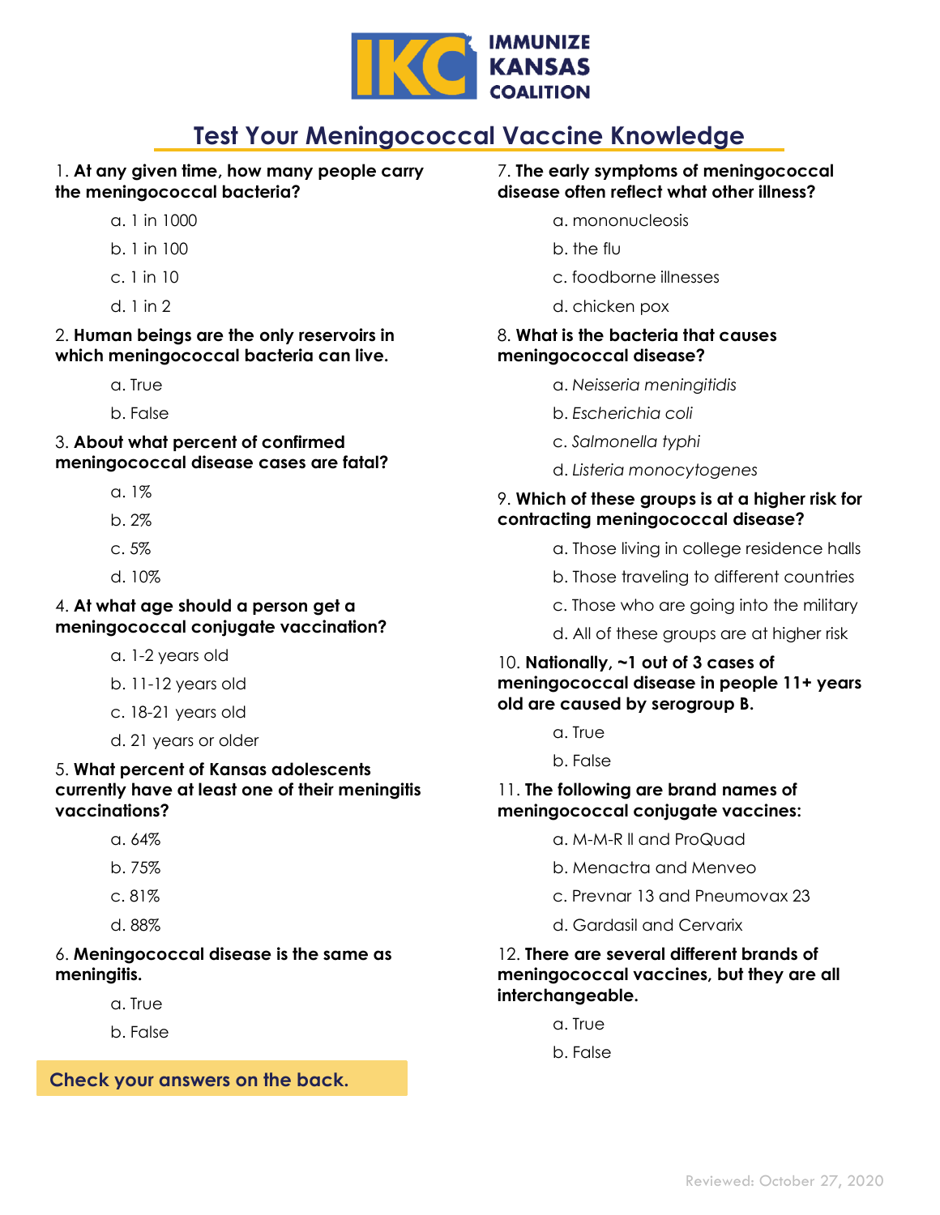IMMUNIZE KANSAS COALITION

# Test Your Meningococcal Vaccine Knowledge

1. **At any given time, how many people carry the meningococcal bacteria?**
   - a. 1 in 1000
   - b. 1 in 100
   - c. 1 in 10
   - d. 1 in 2

2. **Human beings are the only reservoirs in which meningococcal bacteria can live.**
   - a. True
   - b. False

3. **About what percent of confirmed meningococcal disease cases are fatal?**
   - a. 1%
   - b. 2%
   - c. 5%
   - d. 10%

4. **At what age should a person get a meningococcal conjugate vaccination?**
   - a. 1-2 years old
   - b. 11-12 years old
   - c. 18-21 years old
   - d. 21 years or older

5. **What percent of Kansas adolescents currently have at least one of their meningitis vaccinations?**
   - a. 64%
   - b. 75%
   - c. 81%
   - d. 88%

6. **Meningococcal disease is the same as meningitis.**
   - a. True
   - b. False

**Check your answers on the back.**

7. **The early symptoms of meningococcal disease often reflect what other illness?**
   - a. mononucleosis
   - b. the flu
   - c. foodborne illnesses
   - d. chicken pox

8. **What is the bacteria that causes meningococcal disease?**
   - a. *Neisseria meningitidis*
   - b. *Escherichia coli*
   - c. *Salmonella typhi*
   - d. *Listeria monocytogenes*

9. **Which of these groups is at a higher risk for contracting meningococcal disease?**
   - a. Those living in college residence halls
   - b. Those traveling to different countries
   - c. Those who are going into the military
   - d. All of these groups are at higher risk

10. **Nationally, ~1 out of 3 cases of meningococcal disease in people 11+ years old are caused by serogroup B.**
    - a. True
    - b. False

11. **The following are brand names of meningococcal conjugate vaccines:**
    - a. M-M-R II and ProQuad
    - b. Menactra and Menveo
    - c. Prevnar 13 and Pneumovax 23
    - d. Gardasil and Cervarix

12. **There are several different brands of meningococcal vaccines, but they are all interchangeable.**
    - a. True
    - b. False

Reviewed: October 27, 2020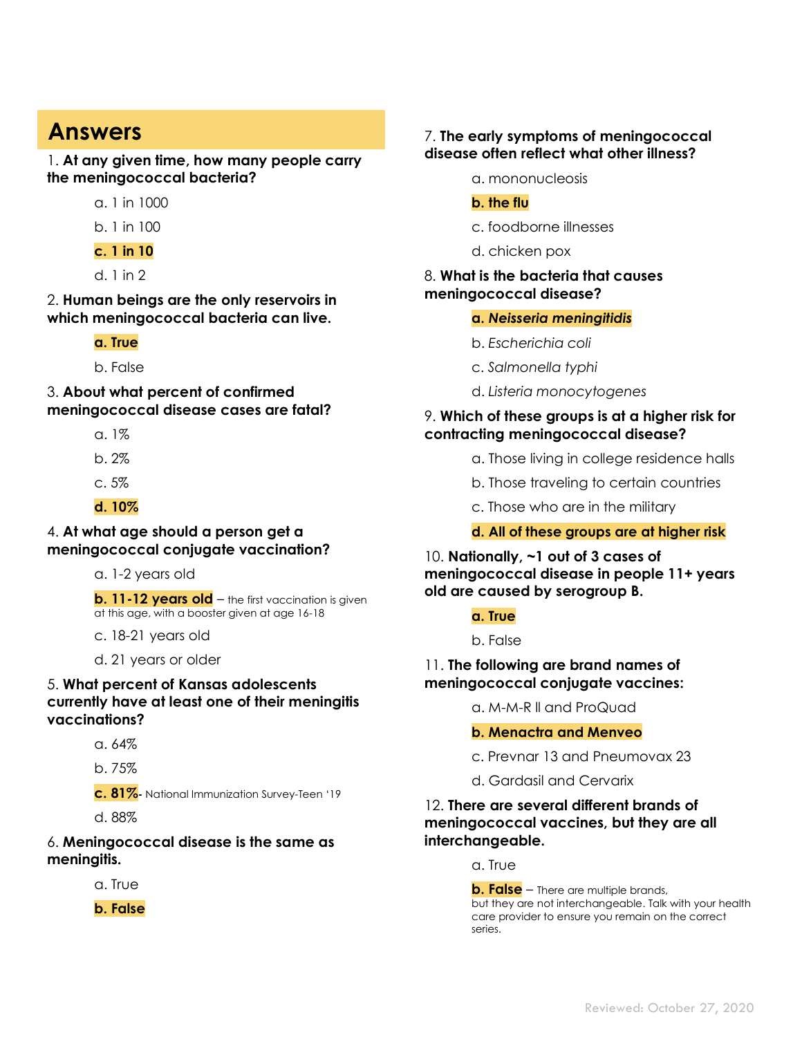## Answers

1. **At any given time, how many people carry the meningococcal bacteria?**

   a. 1 in 1000

   b. 1 in 100

   **c. 1 in 10**

   d. 1 in 2

2. **Human beings are the only reservoirs in which meningococcal bacteria can live.**

   **a. True**

   b. False

3. **About what percent of confirmed meningococcal disease cases are fatal?**

   a. 1%

   b. 2%

   c. 5%

   **d. 10%**

4. **At what age should a person get a meningococcal conjugate vaccination?**

   a. 1-2 years old

   **b. 11-12 years old** – the first vaccination is given at this age, with a booster given at age 16-18

   c. 18-21 years old

   d. 21 years or older

5. **What percent of Kansas adolescents currently have at least one of their meningitis vaccinations?**

   a. 64%

   b. 75%

   **c. 81%**- National Immunization Survey-Teen '19

   d. 88%

6. **Meningococcal disease is the same as meningitis.**

   a. True

   **b. False**

7. **The early symptoms of meningococcal disease often reflect what other illness?**

   a. mononucleosis

   **b. the flu**

   c. foodborne illnesses

   d. chicken pox

8. **What is the bacteria that causes meningococcal disease?**

   **a. *Neisseria meningitidis***

   b. *Escherichia coli*

   c. *Salmonella typhi*

   d. *Listeria monocytogenes*

9. **Which of these groups is at a higher risk for contracting meningococcal disease?**

   a. Those living in college residence halls

   b. Those traveling to certain countries

   c. Those who are in the military

   **d. All of these groups are at higher risk**

10. **Nationally, ~1 out of 3 cases of meningococcal disease in people 11+ years old are caused by serogroup B.**

    **a. True**

    b. False

11. **The following are brand names of meningococcal conjugate vaccines:**

    a. M-M-R II and ProQuad

    **b. Menactra and Menveo**

    c. Prevnar 13 and Pneumovax 23

    d. Gardasil and Cervarix

12. **There are several different brands of meningococcal vaccines, but they are all interchangeable.**

    a. True

    **b. False** – There are multiple brands, but they are not interchangeable. Talk with your health care provider to ensure you remain on the correct series.

Reviewed: October 27, 2020